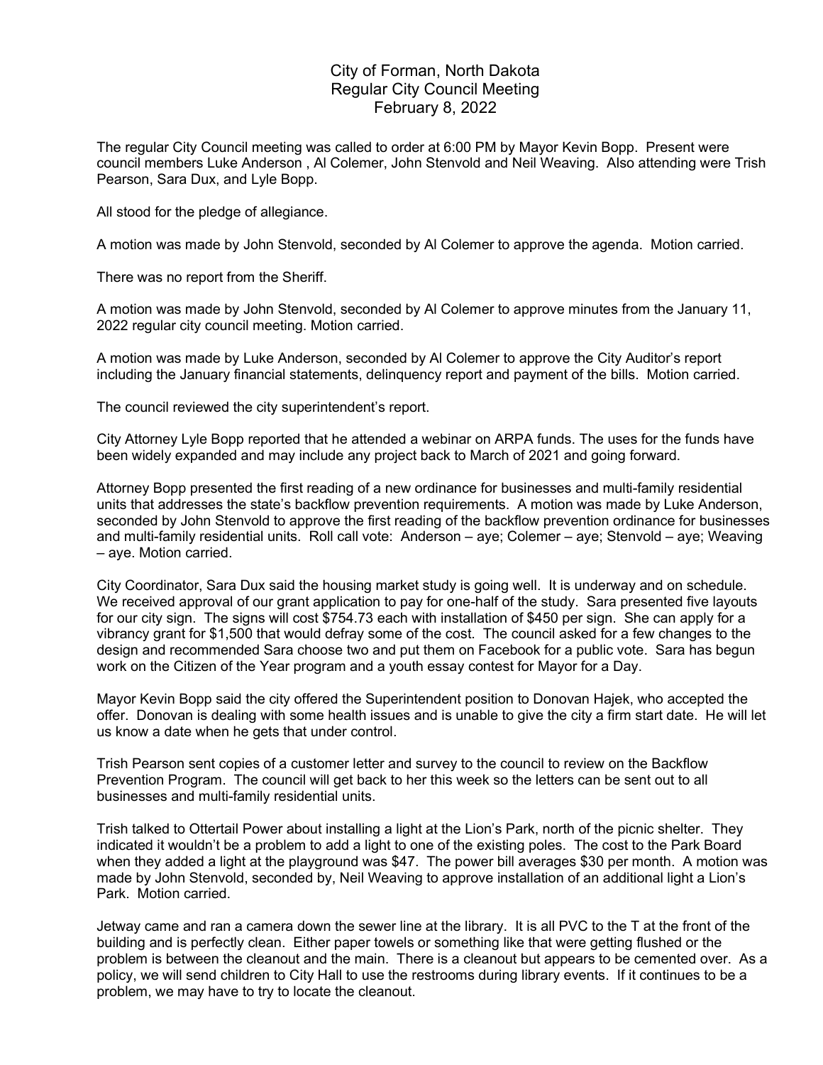# City of Forman, North Dakota
## Regular City Council Meeting
## February 8, 2022

The regular City Council meeting was called to order at 6:00 PM by Mayor Kevin Bopp. Present were council members Luke Anderson , Al Colemer, John Stenvold and Neil Weaving. Also attending were Trish Pearson, Sara Dux, and Lyle Bopp.

All stood for the pledge of allegiance.

A motion was made by John Stenvold, seconded by Al Colemer to approve the agenda. Motion carried.

There was no report from the Sheriff.

A motion was made by John Stenvold, seconded by Al Colemer to approve minutes from the January 11, 2022 regular city council meeting. Motion carried.

A motion was made by Luke Anderson, seconded by Al Colemer to approve the City Auditor's report including the January financial statements, delinquency report and payment of the bills. Motion carried.

The council reviewed the city superintendent's report.

City Attorney Lyle Bopp reported that he attended a webinar on ARPA funds. The uses for the funds have been widely expanded and may include any project back to March of 2021 and going forward.

Attorney Bopp presented the first reading of a new ordinance for businesses and multi-family residential units that addresses the state's backflow prevention requirements. A motion was made by Luke Anderson, seconded by John Stenvold to approve the first reading of the backflow prevention ordinance for businesses and multi-family residential units. Roll call vote: Anderson – aye; Colemer – aye; Stenvold – aye; Weaving – aye. Motion carried.

City Coordinator, Sara Dux said the housing market study is going well. It is underway and on schedule. We received approval of our grant application to pay for one-half of the study. Sara presented five layouts for our city sign. The signs will cost $754.73 each with installation of $450 per sign. She can apply for a vibrancy grant for $1,500 that would defray some of the cost. The council asked for a few changes to the design and recommended Sara choose two and put them on Facebook for a public vote. Sara has begun work on the Citizen of the Year program and a youth essay contest for Mayor for a Day.

Mayor Kevin Bopp said the city offered the Superintendent position to Donovan Hajek, who accepted the offer. Donovan is dealing with some health issues and is unable to give the city a firm start date. He will let us know a date when he gets that under control.

Trish Pearson sent copies of a customer letter and survey to the council to review on the Backflow Prevention Program. The council will get back to her this week so the letters can be sent out to all businesses and multi-family residential units.

Trish talked to Ottertail Power about installing a light at the Lion's Park, north of the picnic shelter. They indicated it wouldn't be a problem to add a light to one of the existing poles. The cost to the Park Board when they added a light at the playground was $47. The power bill averages $30 per month. A motion was made by John Stenvold, seconded by, Neil Weaving to approve installation of an additional light a Lion's Park. Motion carried.

Jetway came and ran a camera down the sewer line at the library. It is all PVC to the T at the front of the building and is perfectly clean. Either paper towels or something like that were getting flushed or the problem is between the cleanout and the main. There is a cleanout but appears to be cemented over. As a policy, we will send children to City Hall to use the restrooms during library events. If it continues to be a problem, we may have to try to locate the cleanout.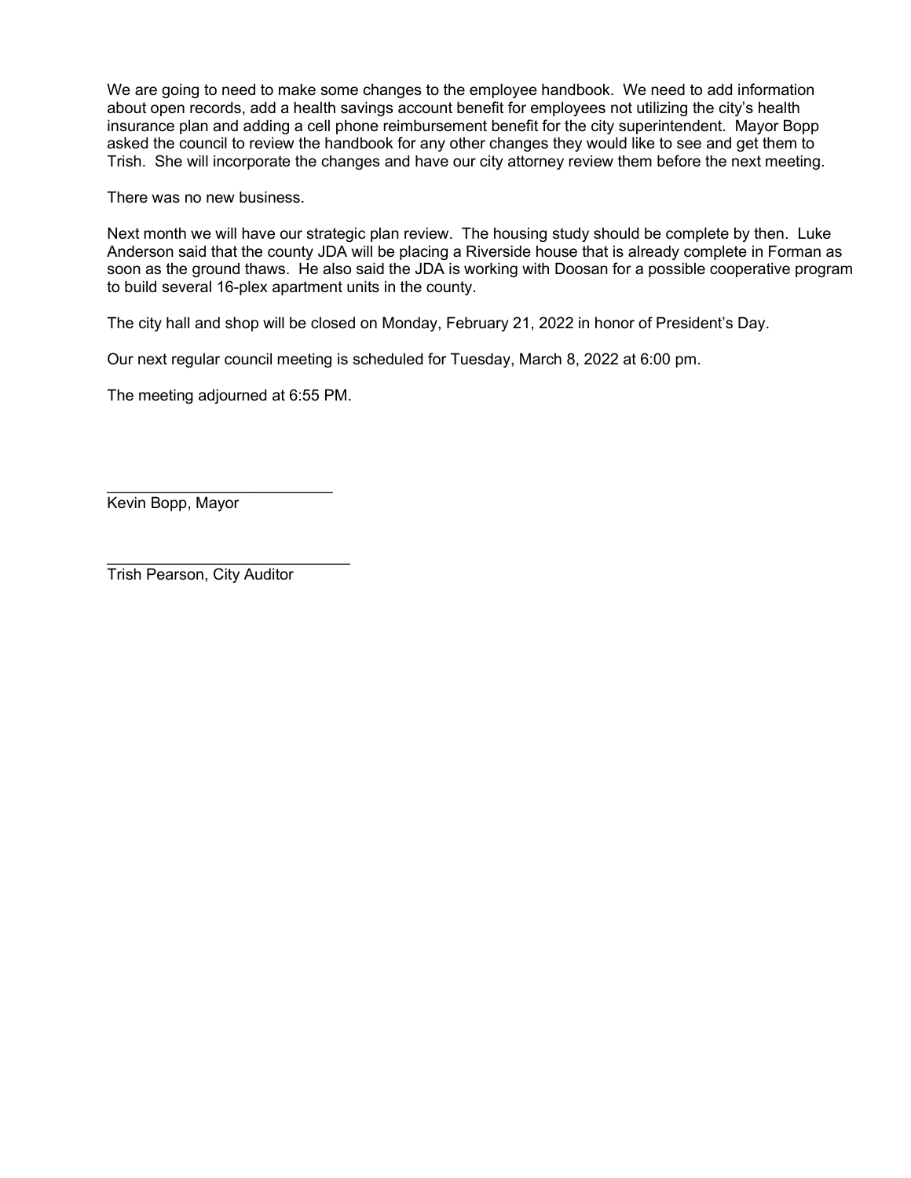We are going to need to make some changes to the employee handbook. We need to add information about open records, add a health savings account benefit for employees not utilizing the city's health insurance plan and adding a cell phone reimbursement benefit for the city superintendent. Mayor Bopp asked the council to review the handbook for any other changes they would like to see and get them to Trish. She will incorporate the changes and have our city attorney review them before the next meeting.

There was no new business.

Next month we will have our strategic plan review. The housing study should be complete by then. Luke Anderson said that the county JDA will be placing a Riverside house that is already complete in Forman as soon as the ground thaws. He also said the JDA is working with Doosan for a possible cooperative program to build several 16-plex apartment units in the county.

The city hall and shop will be closed on Monday, February 21, 2022 in honor of President's Day.

Our next regular council meeting is scheduled for Tuesday, March 8, 2022 at 6:00 pm.

The meeting adjourned at 6:55 PM.

___________________________
Kevin Bopp, Mayor

_____________________________
Trish Pearson, City Auditor